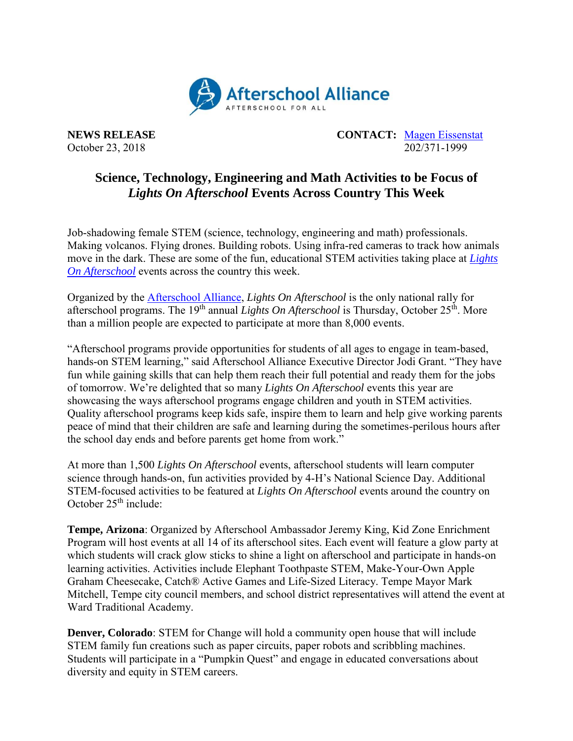Afterschool Alliance
AFTERSCHOOL FOR ALL

**NEWS RELEASE**
October 23, 2018

**CONTACT:** Magen Eissenstat
202/371-1999

## Science, Technology, Engineering and Math Activities to be Focus of *Lights On Afterschool* Events Across Country This Week

Job-shadowing female STEM (science, technology, engineering and math) professionals. Making volcanos. Flying drones. Building robots. Using infra-red cameras to track how animals move in the dark. These are some of the fun, educational STEM activities taking place at ***Lights On Afterschool*** events across the country this week.

Organized by the Afterschool Alliance, *Lights On Afterschool* is the only national rally for afterschool programs. The 19th annual *Lights On Afterschool* is Thursday, October 25th. More than a million people are expected to participate at more than 8,000 events.

"Afterschool programs provide opportunities for students of all ages to engage in team-based, hands-on STEM learning," said Afterschool Alliance Executive Director Jodi Grant. "They have fun while gaining skills that can help them reach their full potential and ready them for the jobs of tomorrow. We're delighted that so many *Lights On Afterschool* events this year are showcasing the ways afterschool programs engage children and youth in STEM activities. Quality afterschool programs keep kids safe, inspire them to learn and help give working parents peace of mind that their children are safe and learning during the sometimes-perilous hours after the school day ends and before parents get home from work."

At more than 1,500 *Lights On Afterschool* events, afterschool students will learn computer science through hands-on, fun activities provided by 4-H's National Science Day. Additional STEM-focused activities to be featured at *Lights On Afterschool* events around the country on October 25th include:

**Tempe, Arizona**: Organized by Afterschool Ambassador Jeremy King, Kid Zone Enrichment Program will host events at all 14 of its afterschool sites. Each event will feature a glow party at which students will crack glow sticks to shine a light on afterschool and participate in hands-on learning activities. Activities include Elephant Toothpaste STEM, Make-Your-Own Apple Graham Cheesecake, Catch® Active Games and Life-Sized Literacy. Tempe Mayor Mark Mitchell, Tempe city council members, and school district representatives will attend the event at Ward Traditional Academy.

**Denver, Colorado**: STEM for Change will hold a community open house that will include STEM family fun creations such as paper circuits, paper robots and scribbling machines. Students will participate in a "Pumpkin Quest" and engage in educated conversations about diversity and equity in STEM careers.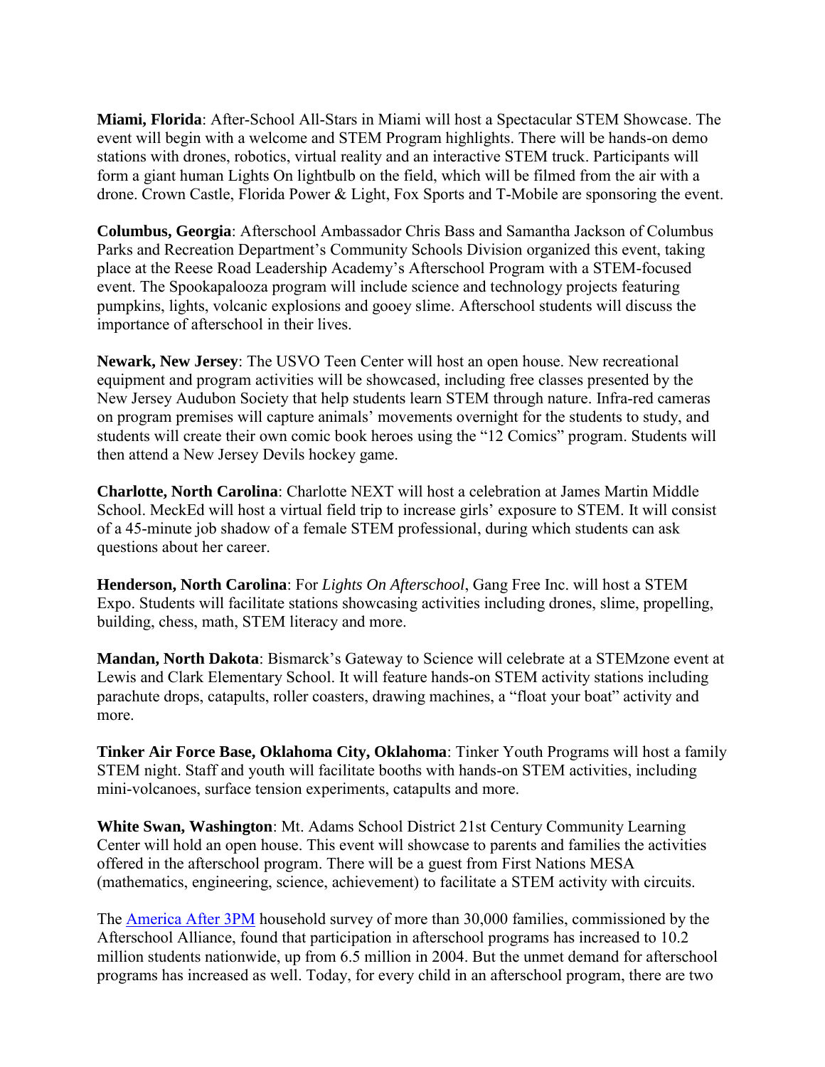**Miami, Florida**: After-School All-Stars in Miami will host a Spectacular STEM Showcase. The event will begin with a welcome and STEM Program highlights. There will be hands-on demo stations with drones, robotics, virtual reality and an interactive STEM truck. Participants will form a giant human Lights On lightbulb on the field, which will be filmed from the air with a drone. Crown Castle, Florida Power & Light, Fox Sports and T-Mobile are sponsoring the event.

**Columbus, Georgia**: Afterschool Ambassador Chris Bass and Samantha Jackson of Columbus Parks and Recreation Department's Community Schools Division organized this event, taking place at the Reese Road Leadership Academy's Afterschool Program with a STEM-focused event. The Spookapalooza program will include science and technology projects featuring pumpkins, lights, volcanic explosions and gooey slime. Afterschool students will discuss the importance of afterschool in their lives.

**Newark, New Jersey**: The USVO Teen Center will host an open house. New recreational equipment and program activities will be showcased, including free classes presented by the New Jersey Audubon Society that help students learn STEM through nature. Infra-red cameras on program premises will capture animals' movements overnight for the students to study, and students will create their own comic book heroes using the "12 Comics" program. Students will then attend a New Jersey Devils hockey game.

**Charlotte, North Carolina**: Charlotte NEXT will host a celebration at James Martin Middle School. MeckEd will host a virtual field trip to increase girls' exposure to STEM. It will consist of a 45-minute job shadow of a female STEM professional, during which students can ask questions about her career.

**Henderson, North Carolina**: For *Lights On Afterschool*, Gang Free Inc. will host a STEM Expo. Students will facilitate stations showcasing activities including drones, slime, propelling, building, chess, math, STEM literacy and more.

**Mandan, North Dakota**: Bismarck's Gateway to Science will celebrate at a STEMzone event at Lewis and Clark Elementary School. It will feature hands-on STEM activity stations including parachute drops, catapults, roller coasters, drawing machines, a "float your boat" activity and more.

**Tinker Air Force Base, Oklahoma City, Oklahoma**: Tinker Youth Programs will host a family STEM night. Staff and youth will facilitate booths with hands-on STEM activities, including mini-volcanoes, surface tension experiments, catapults and more.

**White Swan, Washington**: Mt. Adams School District 21st Century Community Learning Center will hold an open house. This event will showcase to parents and families the activities offered in the afterschool program. There will be a guest from First Nations MESA (mathematics, engineering, science, achievement) to facilitate a STEM activity with circuits.

The [America After 3PM](America After 3PM) household survey of more than 30,000 families, commissioned by the Afterschool Alliance, found that participation in afterschool programs has increased to 10.2 million students nationwide, up from 6.5 million in 2004. But the unmet demand for afterschool programs has increased as well. Today, for every child in an afterschool program, there are two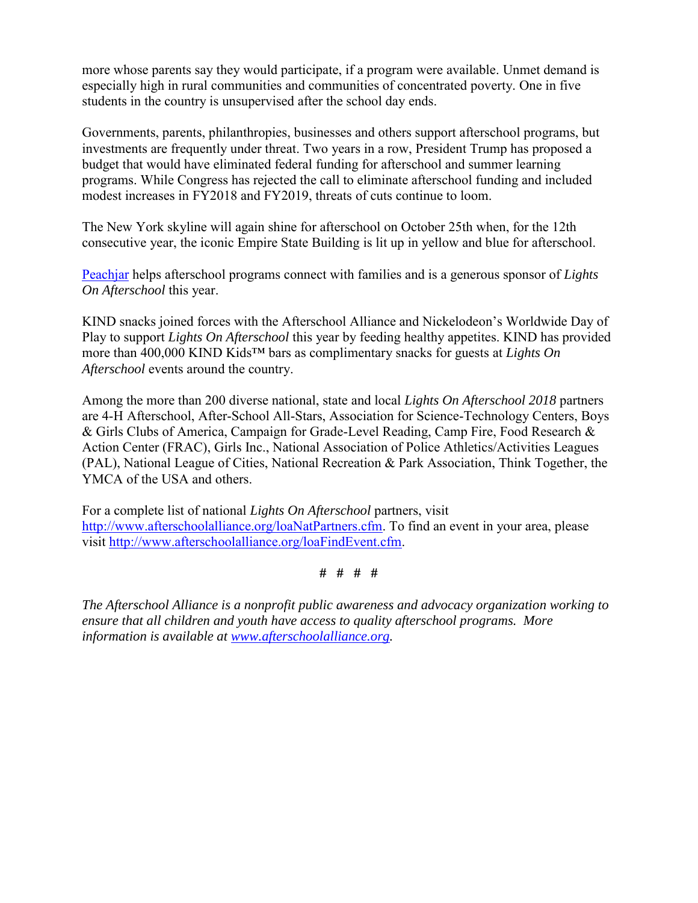more whose parents say they would participate, if a program were available. Unmet demand is especially high in rural communities and communities of concentrated poverty. One in five students in the country is unsupervised after the school day ends.

Governments, parents, philanthropies, businesses and others support afterschool programs, but investments are frequently under threat. Two years in a row, President Trump has proposed a budget that would have eliminated federal funding for afterschool and summer learning programs. While Congress has rejected the call to eliminate afterschool funding and included modest increases in FY2018 and FY2019, threats of cuts continue to loom.

The New York skyline will again shine for afterschool on October 25th when, for the 12th consecutive year, the iconic Empire State Building is lit up in yellow and blue for afterschool.

[Peachjar](Peachjar) helps afterschool programs connect with families and is a generous sponsor of *Lights On Afterschool* this year.

KIND snacks joined forces with the Afterschool Alliance and Nickelodeon's Worldwide Day of Play to support *Lights On Afterschool* this year by feeding healthy appetites. KIND has provided more than 400,000 KIND Kids™ bars as complimentary snacks for guests at *Lights On Afterschool* events around the country.

Among the more than 200 diverse national, state and local *Lights On Afterschool 2018* partners are 4-H Afterschool, After-School All-Stars, Association for Science-Technology Centers, Boys & Girls Clubs of America, Campaign for Grade-Level Reading, Camp Fire, Food Research & Action Center (FRAC), Girls Inc., National Association of Police Athletics/Activities Leagues (PAL), National League of Cities, National Recreation & Park Association, Think Together, the YMCA of the USA and others.

For a complete list of national *Lights On Afterschool* partners, visit http://www.afterschoolalliance.org/loaNatPartners.cfm. To find an event in your area, please visit http://www.afterschoolalliance.org/loaFindEvent.cfm.

# # # #

*The Afterschool Alliance is a nonprofit public awareness and advocacy organization working to ensure that all children and youth have access to quality afterschool programs. More information is available at www.afterschoolalliance.org.*